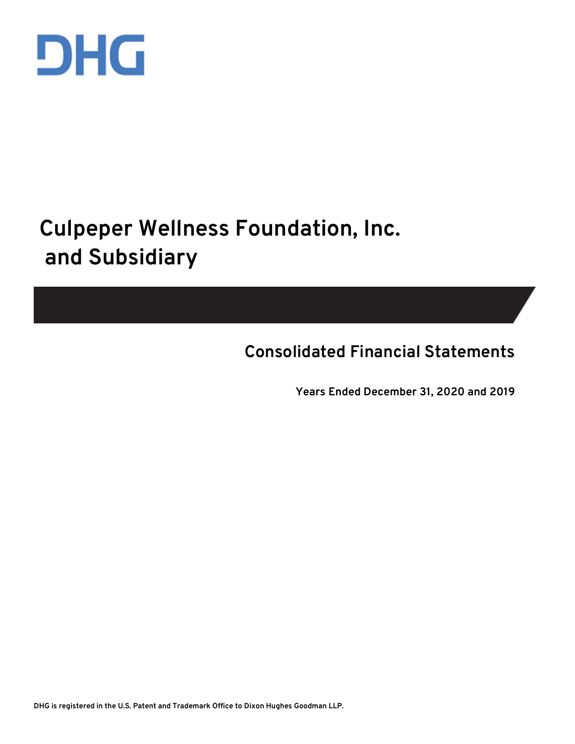DHG

# Culpeper Wellness Foundation, Inc. and Subsidiary

## Consolidated Financial Statements

**Years Ended December 31, 2020 and 2019**

DHG is registered in the U.S. Patent and Trademark Office to Dixon Hughes Goodman LLP.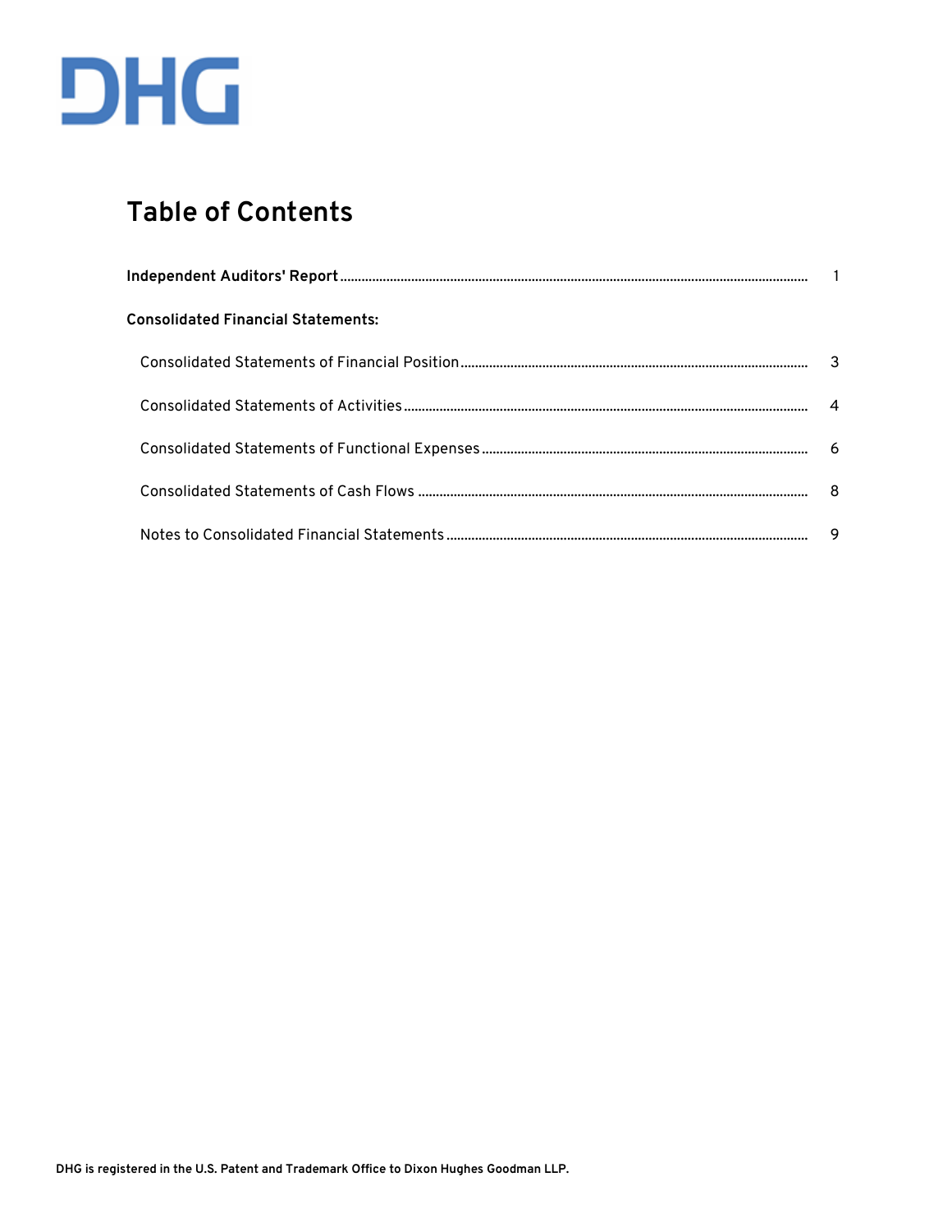DHG

# Table of Contents

| | |
|---|---|
| **Independent Auditors' Report** | 1 |
| **Consolidated Financial Statements:** | |
| Consolidated Statements of Financial Position | 3 |
| Consolidated Statements of Activities | 4 |
| Consolidated Statements of Functional Expenses | 6 |
| Consolidated Statements of Cash Flows | 8 |
| Notes to Consolidated Financial Statements | 9 |

**DHG is registered in the U.S. Patent and Trademark Office to Dixon Hughes Goodman LLP.**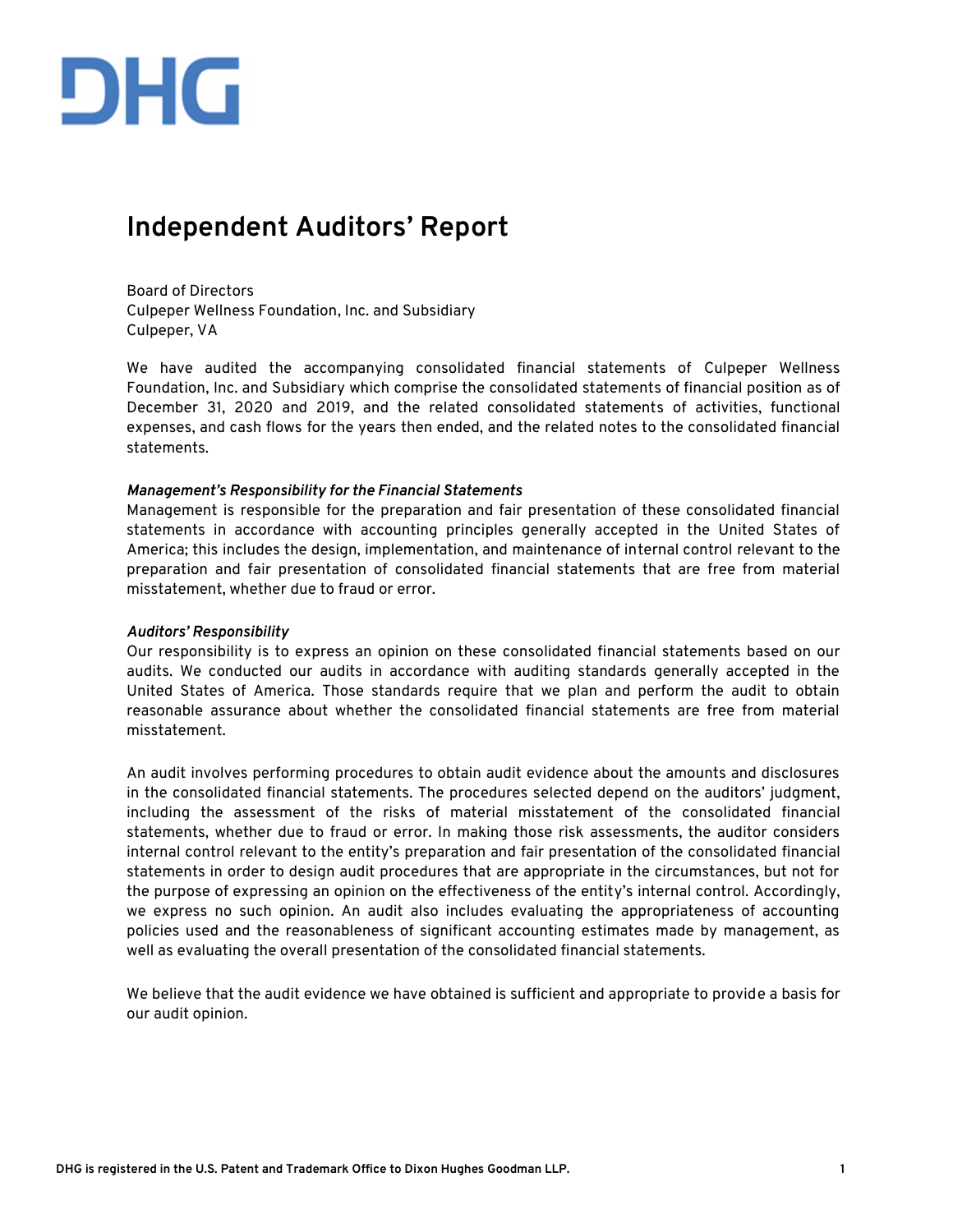# Independent Auditors' Report

Board of Directors
Culpeper Wellness Foundation, Inc. and Subsidiary
Culpeper, VA

We have audited the accompanying consolidated financial statements of Culpeper Wellness Foundation, Inc. and Subsidiary which comprise the consolidated statements of financial position as of December 31, 2020 and 2019, and the related consolidated statements of activities, functional expenses, and cash flows for the years then ended, and the related notes to the consolidated financial statements.

***Management's Responsibility for the Financial Statements***
Management is responsible for the preparation and fair presentation of these consolidated financial statements in accordance with accounting principles generally accepted in the United States of America; this includes the design, implementation, and maintenance of internal control relevant to the preparation and fair presentation of consolidated financial statements that are free from material misstatement, whether due to fraud or error.

***Auditors' Responsibility***
Our responsibility is to express an opinion on these consolidated financial statements based on our audits. We conducted our audits in accordance with auditing standards generally accepted in the United States of America. Those standards require that we plan and perform the audit to obtain reasonable assurance about whether the consolidated financial statements are free from material misstatement.

An audit involves performing procedures to obtain audit evidence about the amounts and disclosures in the consolidated financial statements. The procedures selected depend on the auditors' judgment, including the assessment of the risks of material misstatement of the consolidated financial statements, whether due to fraud or error. In making those risk assessments, the auditor considers internal control relevant to the entity's preparation and fair presentation of the consolidated financial statements in order to design audit procedures that are appropriate in the circumstances, but not for the purpose of expressing an opinion on the effectiveness of the entity's internal control. Accordingly, we express no such opinion. An audit also includes evaluating the appropriateness of accounting policies used and the reasonableness of significant accounting estimates made by management, as well as evaluating the overall presentation of the consolidated financial statements.

We believe that the audit evidence we have obtained is sufficient and appropriate to provide a basis for our audit opinion.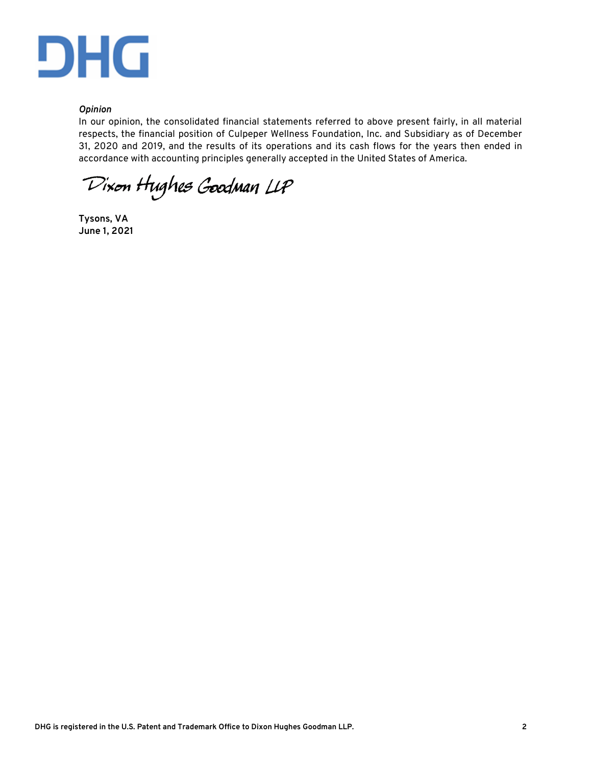*Opinion*

In our opinion, the consolidated financial statements referred to above present fairly, in all material respects, the financial position of Culpeper Wellness Foundation, Inc. and Subsidiary as of December 31, 2020 and 2019, and the results of its operations and its cash flows for the years then ended in accordance with accounting principles generally accepted in the United States of America.

Dixon Hughes Goodman LLP

**Tysons, VA**
**June 1, 2021**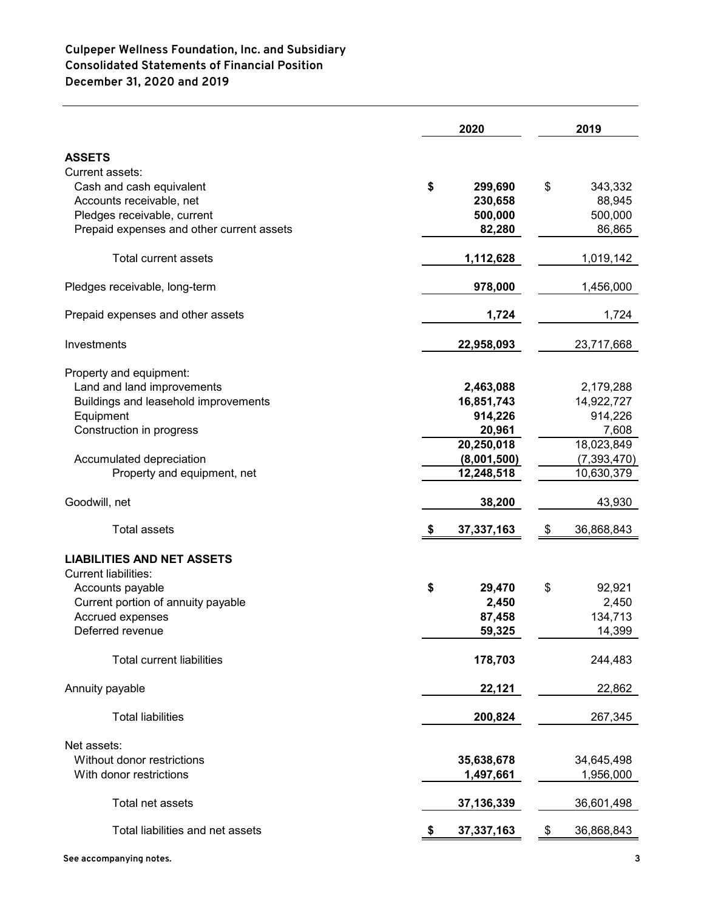# Culpeper Wellness Foundation, Inc. and Subsidiary
## Consolidated Statements of Financial Position
## December 31, 2020 and 2019

| | 2020 | 2019 |
|---|---|---|
| **ASSETS** | | |
| Current assets: | | |
| Cash and cash equivalent | $ 299,690 | $ 343,332 |
| Accounts receivable, net | 230,658 | 88,945 |
| Pledges receivable, current | 500,000 | 500,000 |
| Prepaid expenses and other current assets | 82,280 | 86,865 |
| Total current assets | 1,112,628 | 1,019,142 |
| Pledges receivable, long-term | 978,000 | 1,456,000 |
| Prepaid expenses and other assets | 1,724 | 1,724 |
| Investments | 22,958,093 | 23,717,668 |
| Property and equipment: | | |
| Land and land improvements | 2,463,088 | 2,179,288 |
| Buildings and leasehold improvements | 16,851,743 | 14,922,727 |
| Equipment | 914,226 | 914,226 |
| Construction in progress | 20,961 | 7,608 |
| | 20,250,018 | 18,023,849 |
| Accumulated depreciation | (8,001,500) | (7,393,470) |
| Property and equipment, net | 12,248,518 | 10,630,379 |
| Goodwill, net | 38,200 | 43,930 |
| Total assets | $ 37,337,163 | $ 36,868,843 |
| **LIABILITIES AND NET ASSETS** | | |
| Current liabilities: | | |
| Accounts payable | $ 29,470 | $ 92,921 |
| Current portion of annuity payable | 2,450 | 2,450 |
| Accrued expenses | 87,458 | 134,713 |
| Deferred revenue | 59,325 | 14,399 |
| Total current liabilities | 178,703 | 244,483 |
| Annuity payable | 22,121 | 22,862 |
| Total liabilities | 200,824 | 267,345 |
| Net assets: | | |
| Without donor restrictions | 35,638,678 | 34,645,498 |
| With donor restrictions | 1,497,661 | 1,956,000 |
| Total net assets | 37,136,339 | 36,601,498 |
| Total liabilities and net assets | $ 37,337,163 | $ 36,868,843 |

See accompanying notes.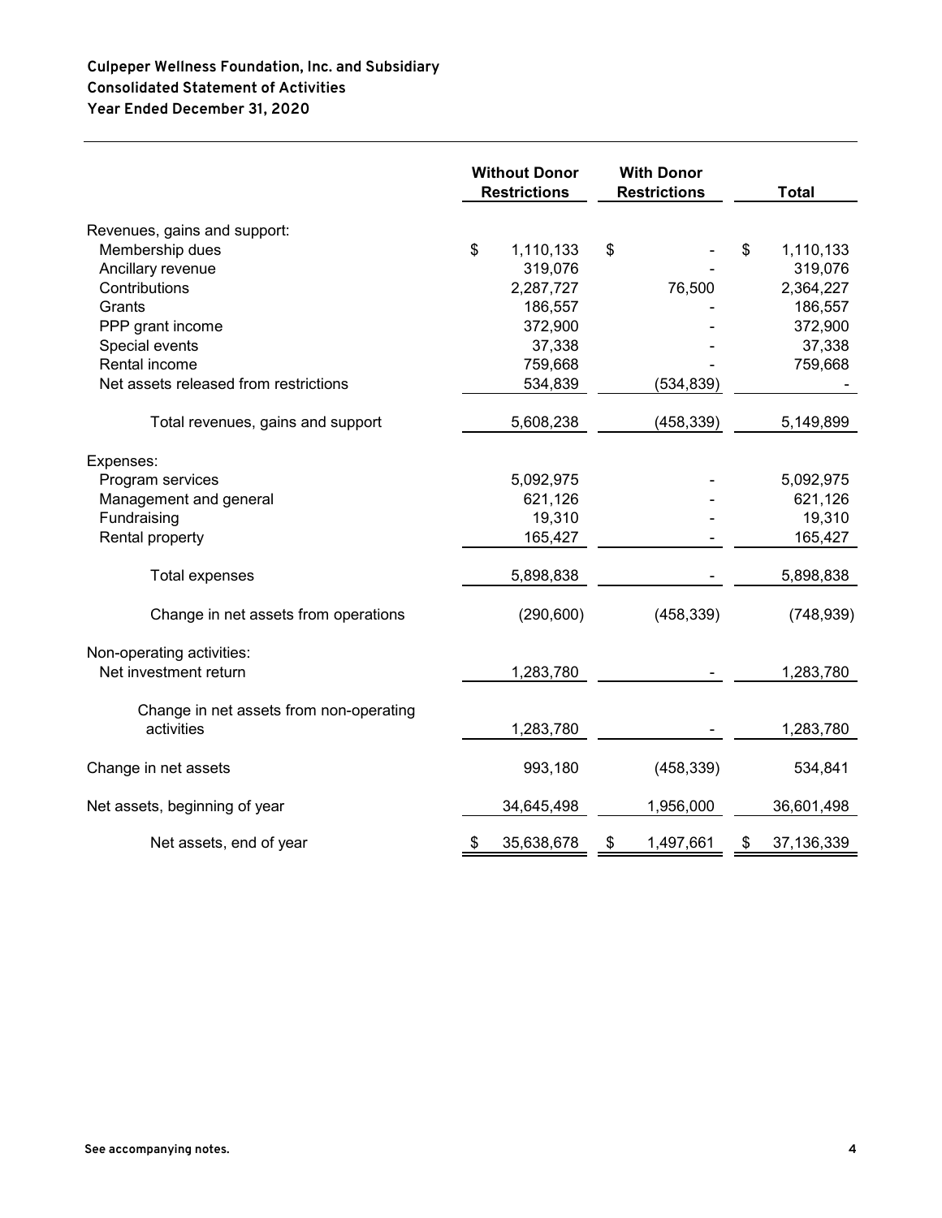**Culpeper Wellness Foundation, Inc. and Subsidiary**
**Consolidated Statement of Activities**
**Year Ended December 31, 2020**

| | Without Donor Restrictions | With Donor Restrictions | Total |
|---|---|---|---|
| Revenues, gains and support: | | | |
| Membership dues | $ 1,110,133 | $ - | $ 1,110,133 |
| Ancillary revenue | 319,076 | - | 319,076 |
| Contributions | 2,287,727 | 76,500 | 2,364,227 |
| Grants | 186,557 | - | 186,557 |
| PPP grant income | 372,900 | - | 372,900 |
| Special events | 37,338 | - | 37,338 |
| Rental income | 759,668 | - | 759,668 |
| Net assets released from restrictions | 534,839 | (534,839) | - |
| Total revenues, gains and support | 5,608,238 | (458,339) | 5,149,899 |
| Expenses: | | | |
| Program services | 5,092,975 | - | 5,092,975 |
| Management and general | 621,126 | - | 621,126 |
| Fundraising | 19,310 | - | 19,310 |
| Rental property | 165,427 | - | 165,427 |
| Total expenses | 5,898,838 | - | 5,898,838 |
| Change in net assets from operations | (290,600) | (458,339) | (748,939) |
| Non-operating activities: | | | |
| Net investment return | 1,283,780 | - | 1,283,780 |
| Change in net assets from non-operating activities | 1,283,780 | - | 1,283,780 |
| Change in net assets | 993,180 | (458,339) | 534,841 |
| Net assets, beginning of year | 34,645,498 | 1,956,000 | 36,601,498 |
| Net assets, end of year | $ 35,638,678 | $ 1,497,661 | $ 37,136,339 |

See accompanying notes.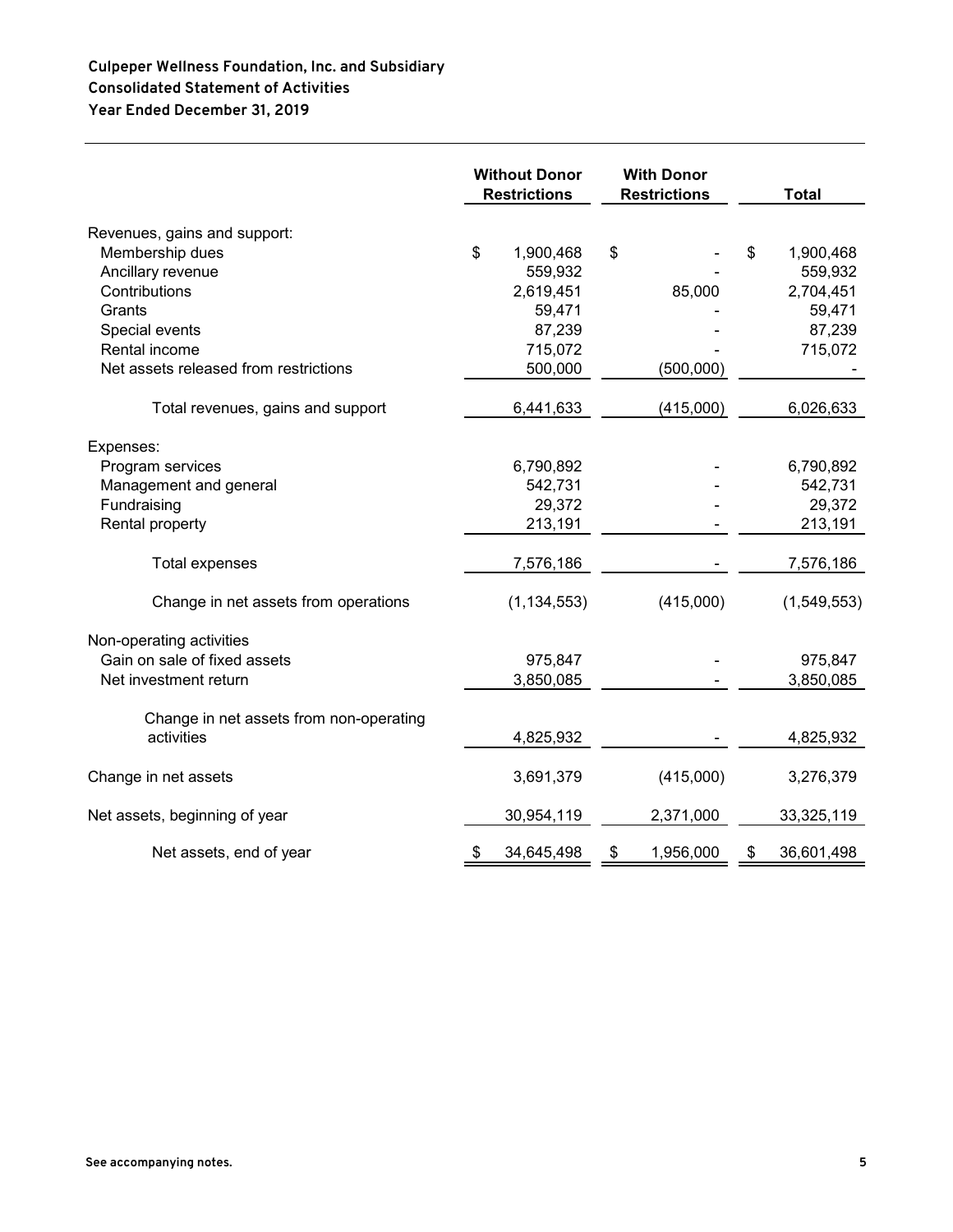**Culpeper Wellness Foundation, Inc. and Subsidiary**
**Consolidated Statement of Activities**
**Year Ended December 31, 2019**

| | Without Donor Restrictions | With Donor Restrictions | Total |
|---|---|---|---|
| Revenues, gains and support: | | | |
| Membership dues | $ 1,900,468 | $ - | $ 1,900,468 |
| Ancillary revenue | 559,932 | - | 559,932 |
| Contributions | 2,619,451 | 85,000 | 2,704,451 |
| Grants | 59,471 | - | 59,471 |
| Special events | 87,239 | - | 87,239 |
| Rental income | 715,072 | - | 715,072 |
| Net assets released from restrictions | 500,000 | (500,000) | - |
| Total revenues, gains and support | 6,441,633 | (415,000) | 6,026,633 |
| Expenses: | | | |
| Program services | 6,790,892 | - | 6,790,892 |
| Management and general | 542,731 | - | 542,731 |
| Fundraising | 29,372 | - | 29,372 |
| Rental property | 213,191 | - | 213,191 |
| Total expenses | 7,576,186 | - | 7,576,186 |
| Change in net assets from operations | (1,134,553) | (415,000) | (1,549,553) |
| Non-operating activities | | | |
| Gain on sale of fixed assets | 975,847 | - | 975,847 |
| Net investment return | 3,850,085 | - | 3,850,085 |
| Change in net assets from non-operating activities | 4,825,932 | - | 4,825,932 |
| Change in net assets | 3,691,379 | (415,000) | 3,276,379 |
| Net assets, beginning of year | 30,954,119 | 2,371,000 | 33,325,119 |
| Net assets, end of year | $ 34,645,498 | $ 1,956,000 | $ 36,601,498 |

See accompanying notes.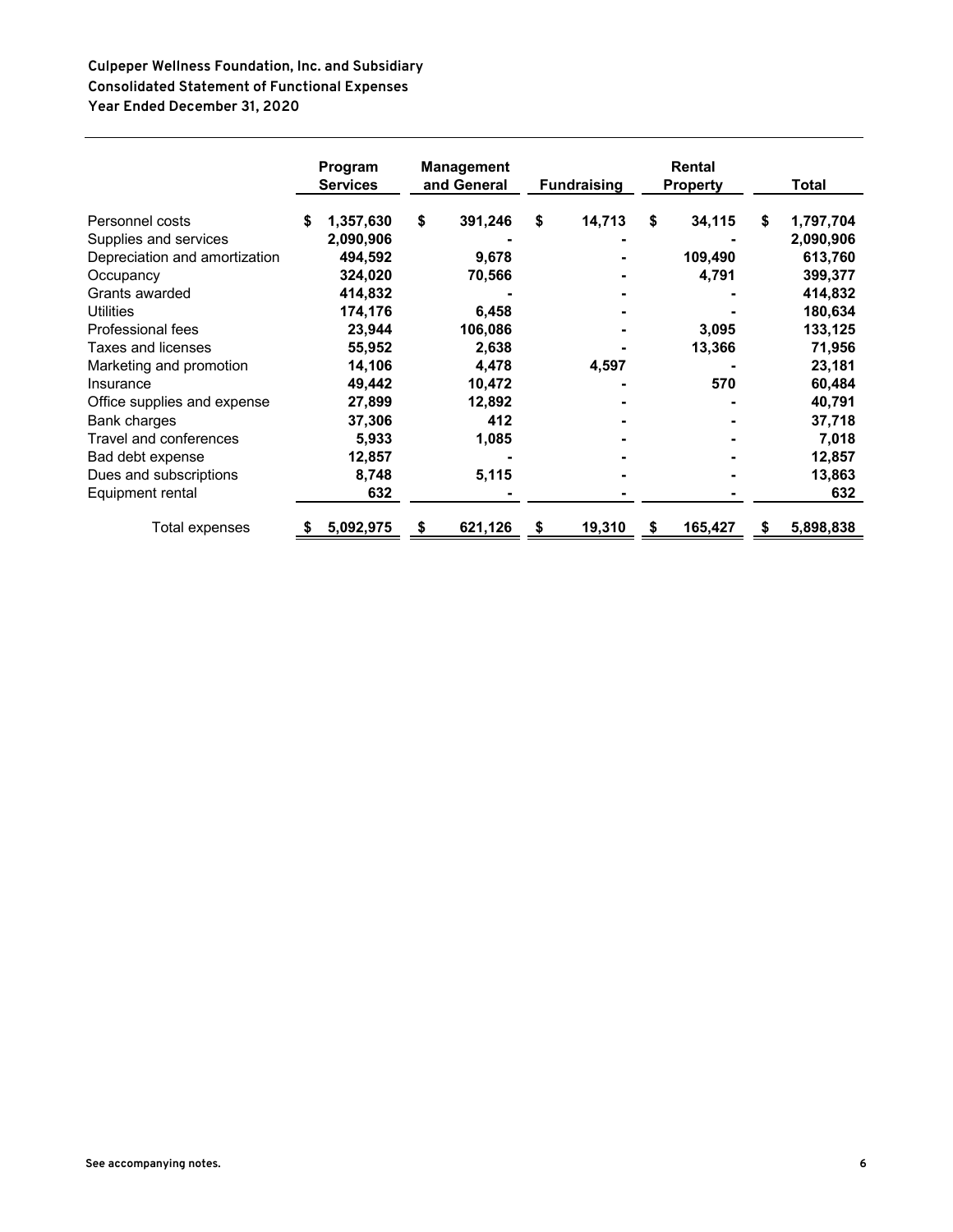**Culpeper Wellness Foundation, Inc. and Subsidiary**
**Consolidated Statement of Functional Expenses**
**Year Ended December 31, 2020**

| | Program Services | Management and General | Fundraising | Rental Property | Total |
|---|---|---|---|---|---|
| Personnel costs | $ 1,357,630 | $ 391,246 | $ 14,713 | $ 34,115 | $ 1,797,704 |
| Supplies and services | 2,090,906 | - | - | - | 2,090,906 |
| Depreciation and amortization | 494,592 | 9,678 | - | 109,490 | 613,760 |
| Occupancy | 324,020 | 70,566 | - | 4,791 | 399,377 |
| Grants awarded | 414,832 | - | - | - | 414,832 |
| Utilities | 174,176 | 6,458 | - | - | 180,634 |
| Professional fees | 23,944 | 106,086 | - | 3,095 | 133,125 |
| Taxes and licenses | 55,952 | 2,638 | - | 13,366 | 71,956 |
| Marketing and promotion | 14,106 | 4,478 | 4,597 | - | 23,181 |
| Insurance | 49,442 | 10,472 | - | 570 | 60,484 |
| Office supplies and expense | 27,899 | 12,892 | - | - | 40,791 |
| Bank charges | 37,306 | 412 | - | - | 37,718 |
| Travel and conferences | 5,933 | 1,085 | - | - | 7,018 |
| Bad debt expense | 12,857 | - | - | - | 12,857 |
| Dues and subscriptions | 8,748 | 5,115 | - | - | 13,863 |
| Equipment rental | 632 | - | - | - | 632 |
| Total expenses | $ 5,092,975 | $ 621,126 | $ 19,310 | $ 165,427 | $ 5,898,838 |

**See accompanying notes.**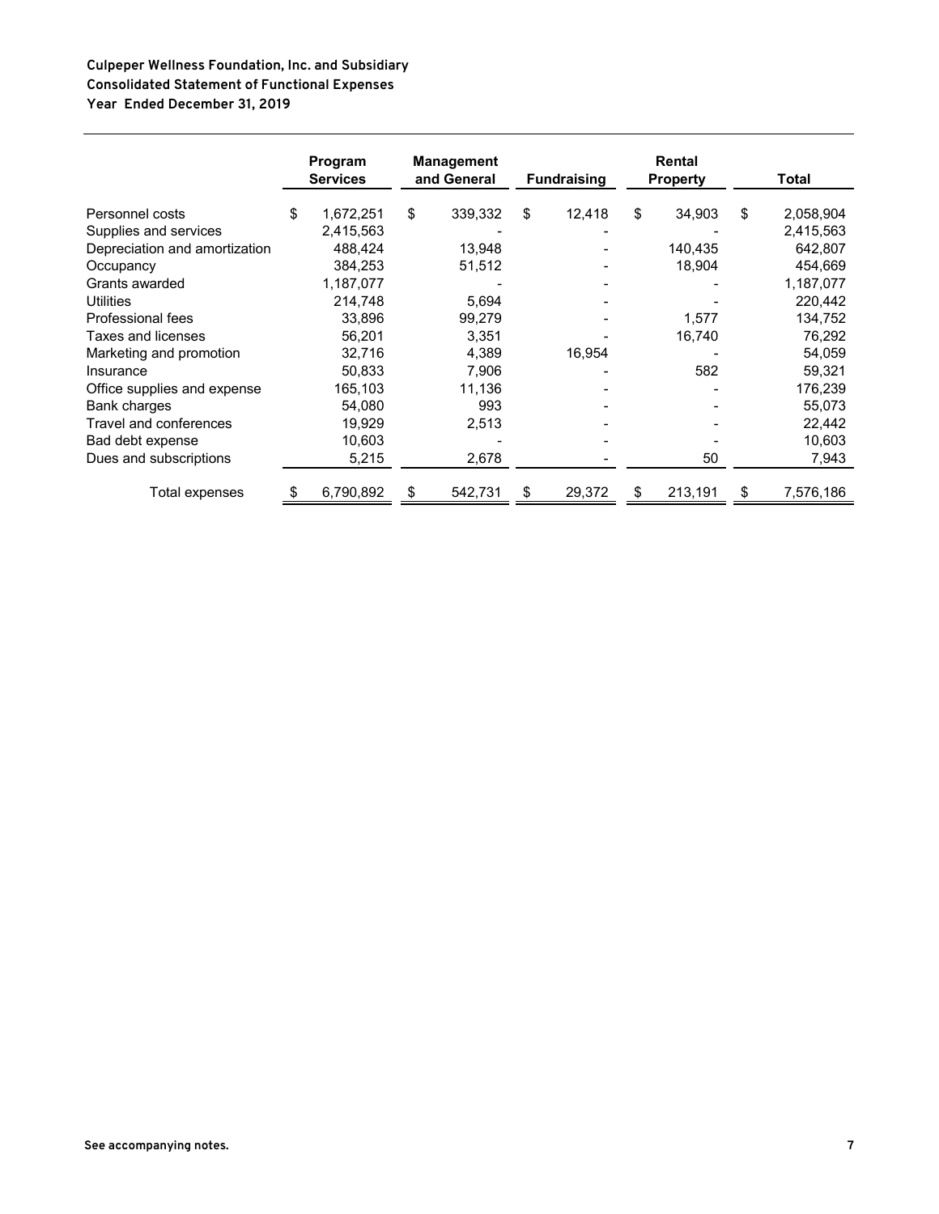**Culpeper Wellness Foundation, Inc. and Subsidiary**
**Consolidated Statement of Functional Expenses**
**Year Ended December 31, 2019**

| | Program Services | Management and General | Fundraising | Rental Property | Total |
|---|---|---|---|---|---|
| Personnel costs | $ 1,672,251 | $ 339,332 | $ 12,418 | $ 34,903 | $ 2,058,904 |
| Supplies and services | 2,415,563 | - | - | - | 2,415,563 |
| Depreciation and amortization | 488,424 | 13,948 | - | 140,435 | 642,807 |
| Occupancy | 384,253 | 51,512 | - | 18,904 | 454,669 |
| Grants awarded | 1,187,077 | - | - | - | 1,187,077 |
| Utilities | 214,748 | 5,694 | - | - | 220,442 |
| Professional fees | 33,896 | 99,279 | - | 1,577 | 134,752 |
| Taxes and licenses | 56,201 | 3,351 | - | 16,740 | 76,292 |
| Marketing and promotion | 32,716 | 4,389 | 16,954 | - | 54,059 |
| Insurance | 50,833 | 7,906 | - | 582 | 59,321 |
| Office supplies and expense | 165,103 | 11,136 | - | - | 176,239 |
| Bank charges | 54,080 | 993 | - | - | 55,073 |
| Travel and conferences | 19,929 | 2,513 | - | - | 22,442 |
| Bad debt expense | 10,603 | - | - | - | 10,603 |
| Dues and subscriptions | 5,215 | 2,678 | - | 50 | 7,943 |
| Total expenses | $ 6,790,892 | $ 542,731 | $ 29,372 | $ 213,191 | $ 7,576,186 |

**See accompanying notes.**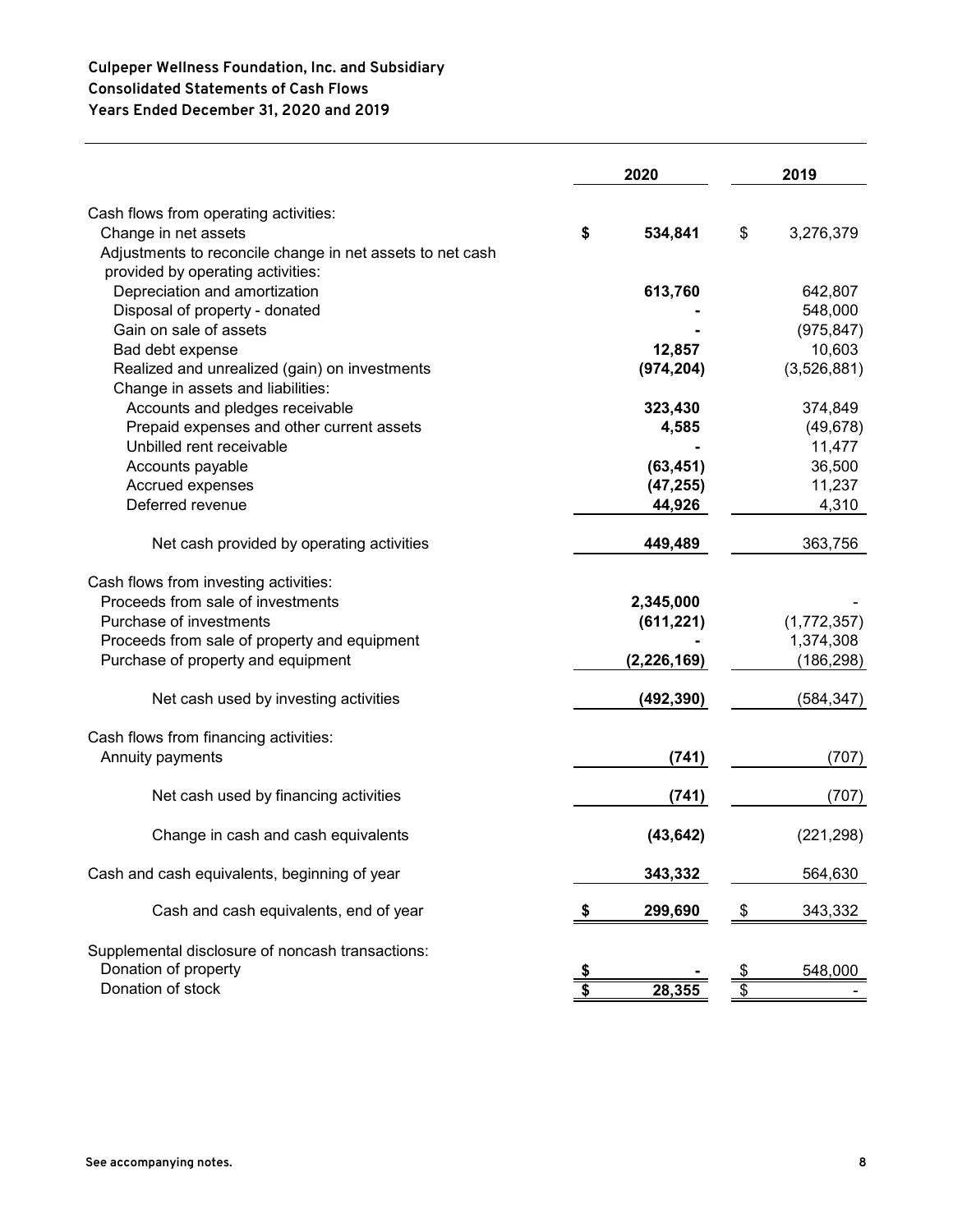**Culpeper Wellness Foundation, Inc. and Subsidiary**
**Consolidated Statements of Cash Flows**
**Years Ended December 31, 2020 and 2019**

| | 2020 | 2019 |
|---|---|---|
| Cash flows from operating activities: | | |
| Change in net assets | **$ 534,841** | $ 3,276,379 |
| Adjustments to reconcile change in net assets to net cash provided by operating activities: | | |
| Depreciation and amortization | **613,760** | 642,807 |
| Disposal of property - donated | **-** | 548,000 |
| Gain on sale of assets | **-** | (975,847) |
| Bad debt expense | **12,857** | 10,603 |
| Realized and unrealized (gain) on investments | **(974,204)** | (3,526,881) |
| Change in assets and liabilities: | | |
| Accounts and pledges receivable | **323,430** | 374,849 |
| Prepaid expenses and other current assets | **4,585** | (49,678) |
| Unbilled rent receivable | **-** | 11,477 |
| Accounts payable | **(63,451)** | 36,500 |
| Accrued expenses | **(47,255)** | 11,237 |
| Deferred revenue | **44,926** | 4,310 |
| Net cash provided by operating activities | **449,489** | 363,756 |
| Cash flows from investing activities: | | |
| Proceeds from sale of investments | **2,345,000** | - |
| Purchase of investments | **(611,221)** | (1,772,357) |
| Proceeds from sale of property and equipment | **-** | 1,374,308 |
| Purchase of property and equipment | **(2,226,169)** | (186,298) |
| Net cash used by investing activities | **(492,390)** | (584,347) |
| Cash flows from financing activities: | | |
| Annuity payments | **(741)** | (707) |
| Net cash used by financing activities | **(741)** | (707) |
| Change in cash and cash equivalents | **(43,642)** | (221,298) |
| Cash and cash equivalents, beginning of year | **343,332** | 564,630 |
| Cash and cash equivalents, end of year | **$ 299,690** | $ 343,332 |
| Supplemental disclosure of noncash transactions: | | |
| Donation of property | **$ -** | $ 548,000 |
| Donation of stock | **$ 28,355** | $ - |

See accompanying notes.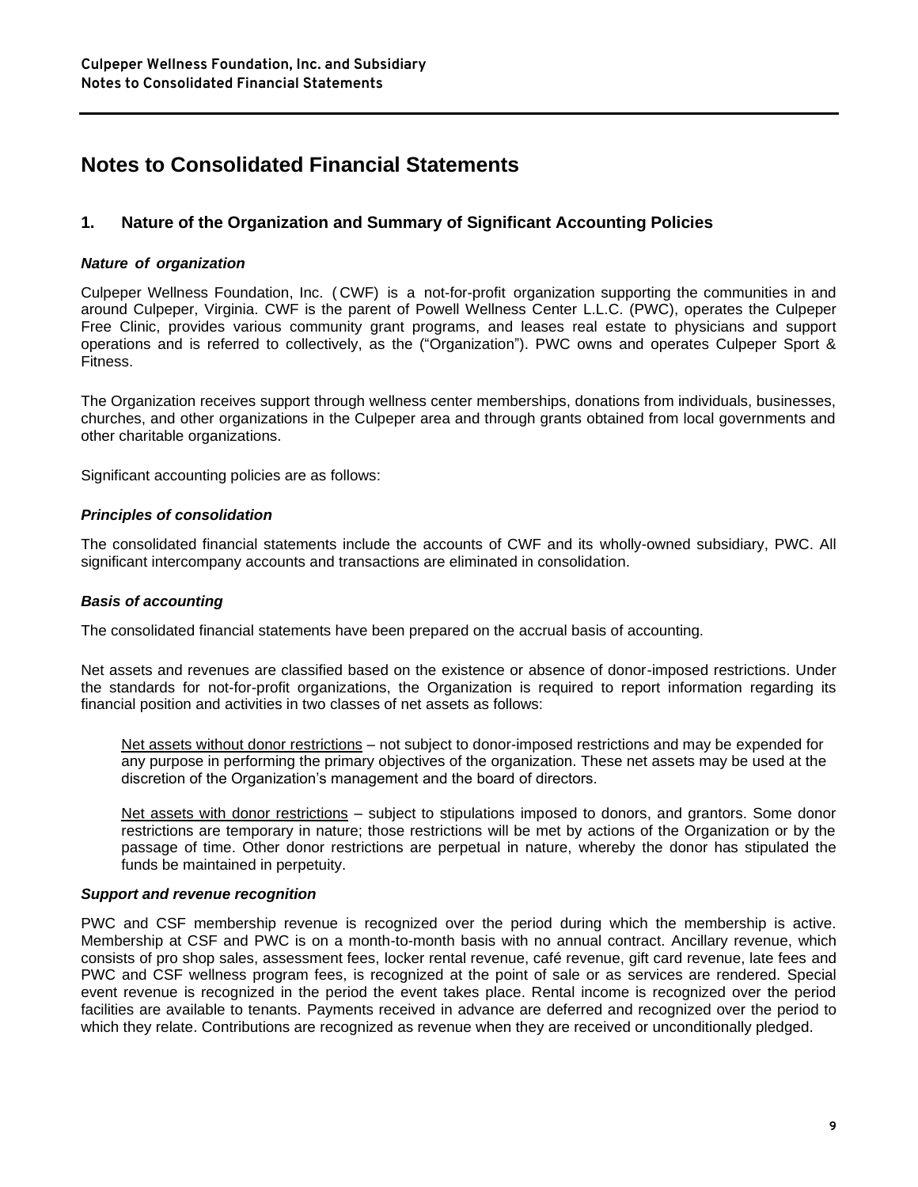# Notes to Consolidated Financial Statements

## 1. Nature of the Organization and Summary of Significant Accounting Policies

### *Nature of organization*

Culpeper Wellness Foundation, Inc. (CWF) is a not-for-profit organization supporting the communities in and around Culpeper, Virginia. CWF is the parent of Powell Wellness Center L.L.C. (PWC), operates the Culpeper Free Clinic, provides various community grant programs, and leases real estate to physicians and support operations and is referred to collectively, as the ("Organization"). PWC owns and operates Culpeper Sport & Fitness.

The Organization receives support through wellness center memberships, donations from individuals, businesses, churches, and other organizations in the Culpeper area and through grants obtained from local governments and other charitable organizations.

Significant accounting policies are as follows:

### *Principles of consolidation*

The consolidated financial statements include the accounts of CWF and its wholly-owned subsidiary, PWC. All significant intercompany accounts and transactions are eliminated in consolidation.

### *Basis of accounting*

The consolidated financial statements have been prepared on the accrual basis of accounting.

Net assets and revenues are classified based on the existence or absence of donor-imposed restrictions. Under the standards for not-for-profit organizations, the Organization is required to report information regarding its financial position and activities in two classes of net assets as follows:

> <u>Net assets without donor restrictions</u> – not subject to donor-imposed restrictions and may be expended for any purpose in performing the primary objectives of the organization. These net assets may be used at the discretion of the Organization's management and the board of directors.
>
> <u>Net assets with donor restrictions</u> – subject to stipulations imposed to donors, and grantors. Some donor restrictions are temporary in nature; those restrictions will be met by actions of the Organization or by the passage of time. Other donor restrictions are perpetual in nature, whereby the donor has stipulated the funds be maintained in perpetuity.

### *Support and revenue recognition*

PWC and CSF membership revenue is recognized over the period during which the membership is active. Membership at CSF and PWC is on a month-to-month basis with no annual contract. Ancillary revenue, which consists of pro shop sales, assessment fees, locker rental revenue, café revenue, gift card revenue, late fees and PWC and CSF wellness program fees, is recognized at the point of sale or as services are rendered. Special event revenue is recognized in the period the event takes place. Rental income is recognized over the period facilities are available to tenants. Payments received in advance are deferred and recognized over the period to which they relate. Contributions are recognized as revenue when they are received or unconditionally pledged.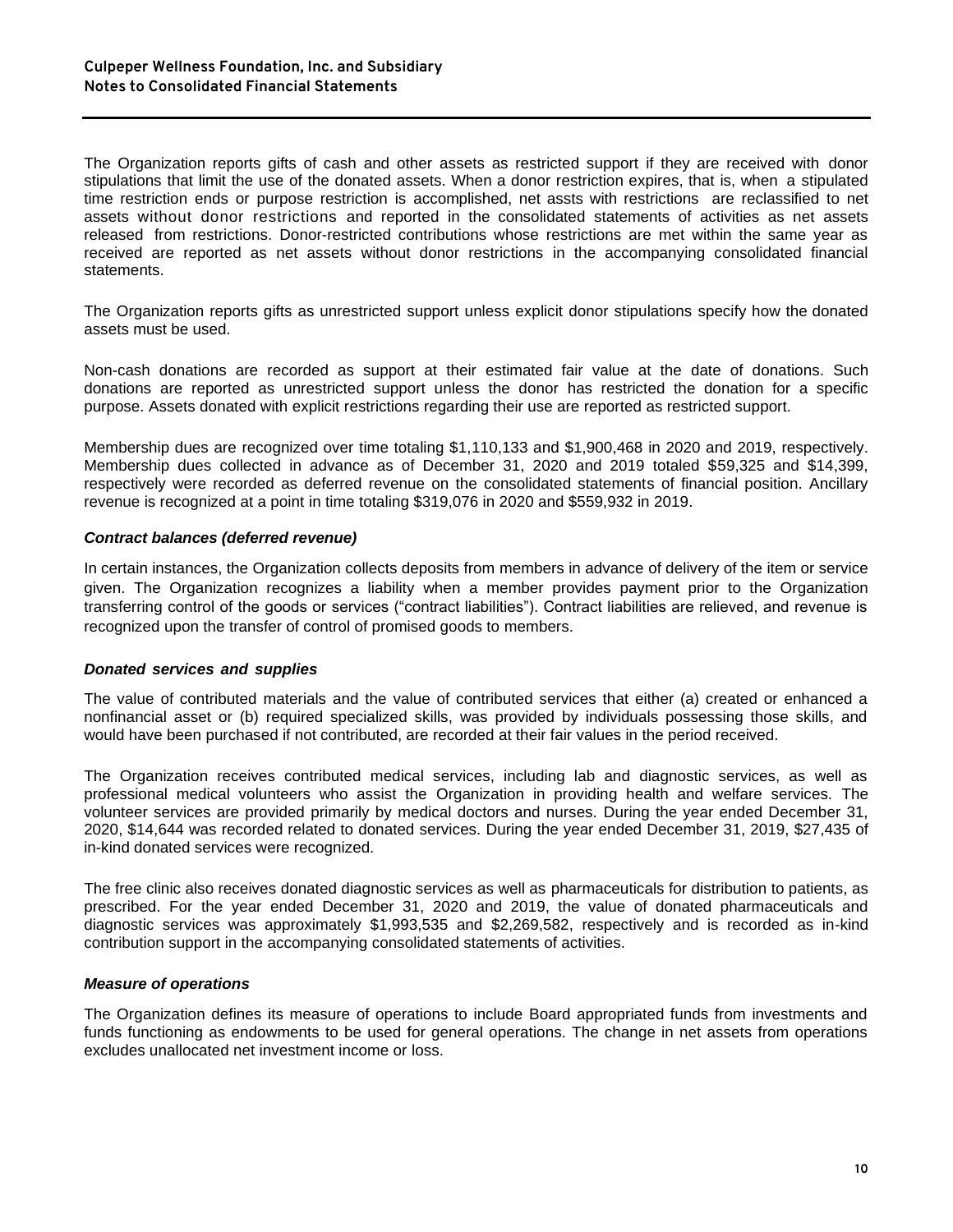The Organization reports gifts of cash and other assets as restricted support if they are received with donor stipulations that limit the use of the donated assets. When a donor restriction expires, that is, when a stipulated time restriction ends or purpose restriction is accomplished, net assts with restrictions are reclassified to net assets without donor restrictions and reported in the consolidated statements of activities as net assets released from restrictions. Donor-restricted contributions whose restrictions are met within the same year as received are reported as net assets without donor restrictions in the accompanying consolidated financial statements.

The Organization reports gifts as unrestricted support unless explicit donor stipulations specify how the donated assets must be used.

Non-cash donations are recorded as support at their estimated fair value at the date of donations. Such donations are reported as unrestricted support unless the donor has restricted the donation for a specific purpose. Assets donated with explicit restrictions regarding their use are reported as restricted support.

Membership dues are recognized over time totaling $1,110,133 and $1,900,468 in 2020 and 2019, respectively. Membership dues collected in advance as of December 31, 2020 and 2019 totaled $59,325 and $14,399, respectively were recorded as deferred revenue on the consolidated statements of financial position. Ancillary revenue is recognized at a point in time totaling $319,076 in 2020 and $559,932 in 2019.

***Contract balances (deferred revenue)***

In certain instances, the Organization collects deposits from members in advance of delivery of the item or service given. The Organization recognizes a liability when a member provides payment prior to the Organization transferring control of the goods or services ("contract liabilities"). Contract liabilities are relieved, and revenue is recognized upon the transfer of control of promised goods to members.

***Donated services and supplies***

The value of contributed materials and the value of contributed services that either (a) created or enhanced a nonfinancial asset or (b) required specialized skills, was provided by individuals possessing those skills, and would have been purchased if not contributed, are recorded at their fair values in the period received.

The Organization receives contributed medical services, including lab and diagnostic services, as well as professional medical volunteers who assist the Organization in providing health and welfare services. The volunteer services are provided primarily by medical doctors and nurses. During the year ended December 31, 2020, $14,644 was recorded related to donated services. During the year ended December 31, 2019, $27,435 of in-kind donated services were recognized.

The free clinic also receives donated diagnostic services as well as pharmaceuticals for distribution to patients, as prescribed. For the year ended December 31, 2020 and 2019, the value of donated pharmaceuticals and diagnostic services was approximately $1,993,535 and $2,269,582, respectively and is recorded as in-kind contribution support in the accompanying consolidated statements of activities.

***Measure of operations***

The Organization defines its measure of operations to include Board appropriated funds from investments and funds functioning as endowments to be used for general operations. The change in net assets from operations excludes unallocated net investment income or loss.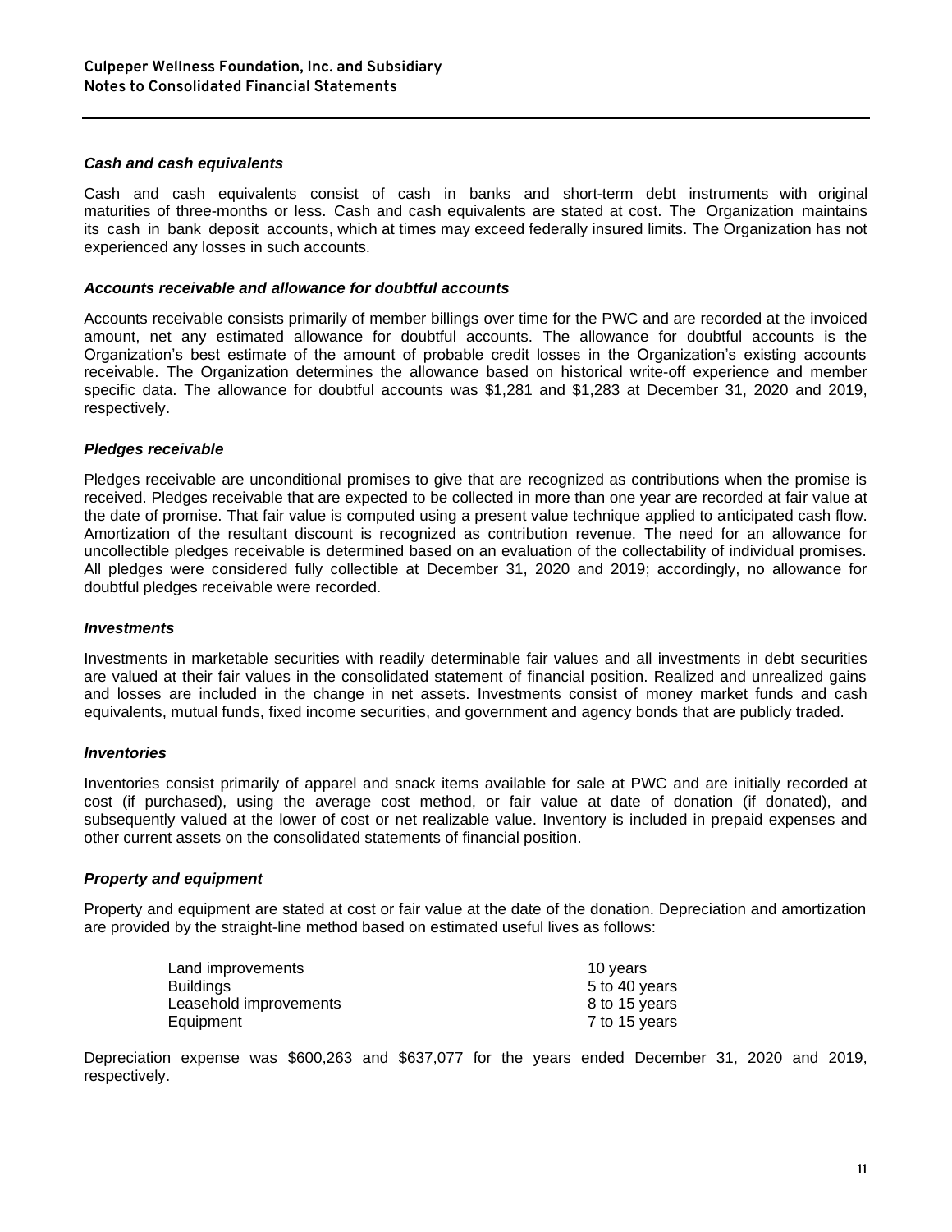### *Cash and cash equivalents*

Cash and cash equivalents consist of cash in banks and short-term debt instruments with original maturities of three-months or less. Cash and cash equivalents are stated at cost. The Organization maintains its cash in bank deposit accounts, which at times may exceed federally insured limits. The Organization has not experienced any losses in such accounts.

### *Accounts receivable and allowance for doubtful accounts*

Accounts receivable consists primarily of member billings over time for the PWC and are recorded at the invoiced amount, net any estimated allowance for doubtful accounts. The allowance for doubtful accounts is the Organization's best estimate of the amount of probable credit losses in the Organization's existing accounts receivable. The Organization determines the allowance based on historical write-off experience and member specific data. The allowance for doubtful accounts was $1,281 and $1,283 at December 31, 2020 and 2019, respectively.

### *Pledges receivable*

Pledges receivable are unconditional promises to give that are recognized as contributions when the promise is received. Pledges receivable that are expected to be collected in more than one year are recorded at fair value at the date of promise. That fair value is computed using a present value technique applied to anticipated cash flow. Amortization of the resultant discount is recognized as contribution revenue. The need for an allowance for uncollectible pledges receivable is determined based on an evaluation of the collectability of individual promises. All pledges were considered fully collectible at December 31, 2020 and 2019; accordingly, no allowance for doubtful pledges receivable were recorded.

### *Investments*

Investments in marketable securities with readily determinable fair values and all investments in debt securities are valued at their fair values in the consolidated statement of financial position. Realized and unrealized gains and losses are included in the change in net assets. Investments consist of money market funds and cash equivalents, mutual funds, fixed income securities, and government and agency bonds that are publicly traded.

### *Inventories*

Inventories consist primarily of apparel and snack items available for sale at PWC and are initially recorded at cost (if purchased), using the average cost method, or fair value at date of donation (if donated), and subsequently valued at the lower of cost or net realizable value. Inventory is included in prepaid expenses and other current assets on the consolidated statements of financial position.

### *Property and equipment*

Property and equipment are stated at cost or fair value at the date of the donation. Depreciation and amortization are provided by the straight-line method based on estimated useful lives as follows:

| | |
|---|---|
| Land improvements | 10 years |
| Buildings | 5 to 40 years |
| Leasehold improvements | 8 to 15 years |
| Equipment | 7 to 15 years |

Depreciation expense was $600,263 and $637,077 for the years ended December 31, 2020 and 2019, respectively.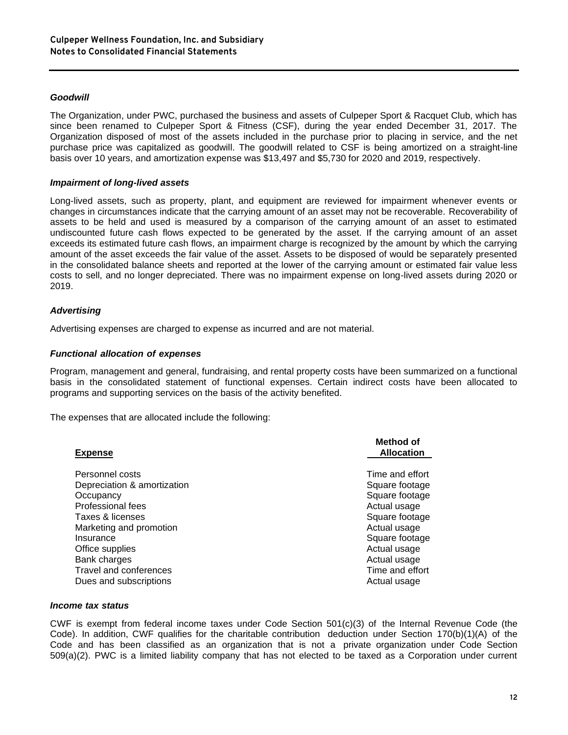### *Goodwill*

The Organization, under PWC, purchased the business and assets of Culpeper Sport & Racquet Club, which has since been renamed to Culpeper Sport & Fitness (CSF), during the year ended December 31, 2017. The Organization disposed of most of the assets included in the purchase prior to placing in service, and the net purchase price was capitalized as goodwill. The goodwill related to CSF is being amortized on a straight-line basis over 10 years, and amortization expense was $13,497 and $5,730 for 2020 and 2019, respectively.

### *Impairment of long-lived assets*

Long-lived assets, such as property, plant, and equipment are reviewed for impairment whenever events or changes in circumstances indicate that the carrying amount of an asset may not be recoverable. Recoverability of assets to be held and used is measured by a comparison of the carrying amount of an asset to estimated undiscounted future cash flows expected to be generated by the asset. If the carrying amount of an asset exceeds its estimated future cash flows, an impairment charge is recognized by the amount by which the carrying amount of the asset exceeds the fair value of the asset. Assets to be disposed of would be separately presented in the consolidated balance sheets and reported at the lower of the carrying amount or estimated fair value less costs to sell, and no longer depreciated. There was no impairment expense on long-lived assets during 2020 or 2019.

### *Advertising*

Advertising expenses are charged to expense as incurred and are not material.

### *Functional allocation of expenses*

Program, management and general, fundraising, and rental property costs have been summarized on a functional basis in the consolidated statement of functional expenses. Certain indirect costs have been allocated to programs and supporting services on the basis of the activity benefited.

The expenses that are allocated include the following:

| Expense | Method of Allocation |
|---|---|
| Personnel costs | Time and effort |
| Depreciation & amortization | Square footage |
| Occupancy | Square footage |
| Professional fees | Actual usage |
| Taxes & licenses | Square footage |
| Marketing and promotion | Actual usage |
| Insurance | Square footage |
| Office supplies | Actual usage |
| Bank charges | Actual usage |
| Travel and conferences | Time and effort |
| Dues and subscriptions | Actual usage |

### *Income tax status*

CWF is exempt from federal income taxes under Code Section 501(c)(3) of the Internal Revenue Code (the Code). In addition, CWF qualifies for the charitable contribution deduction under Section 170(b)(1)(A) of the Code and has been classified as an organization that is not a private organization under Code Section 509(a)(2). PWC is a limited liability company that has not elected to be taxed as a Corporation under current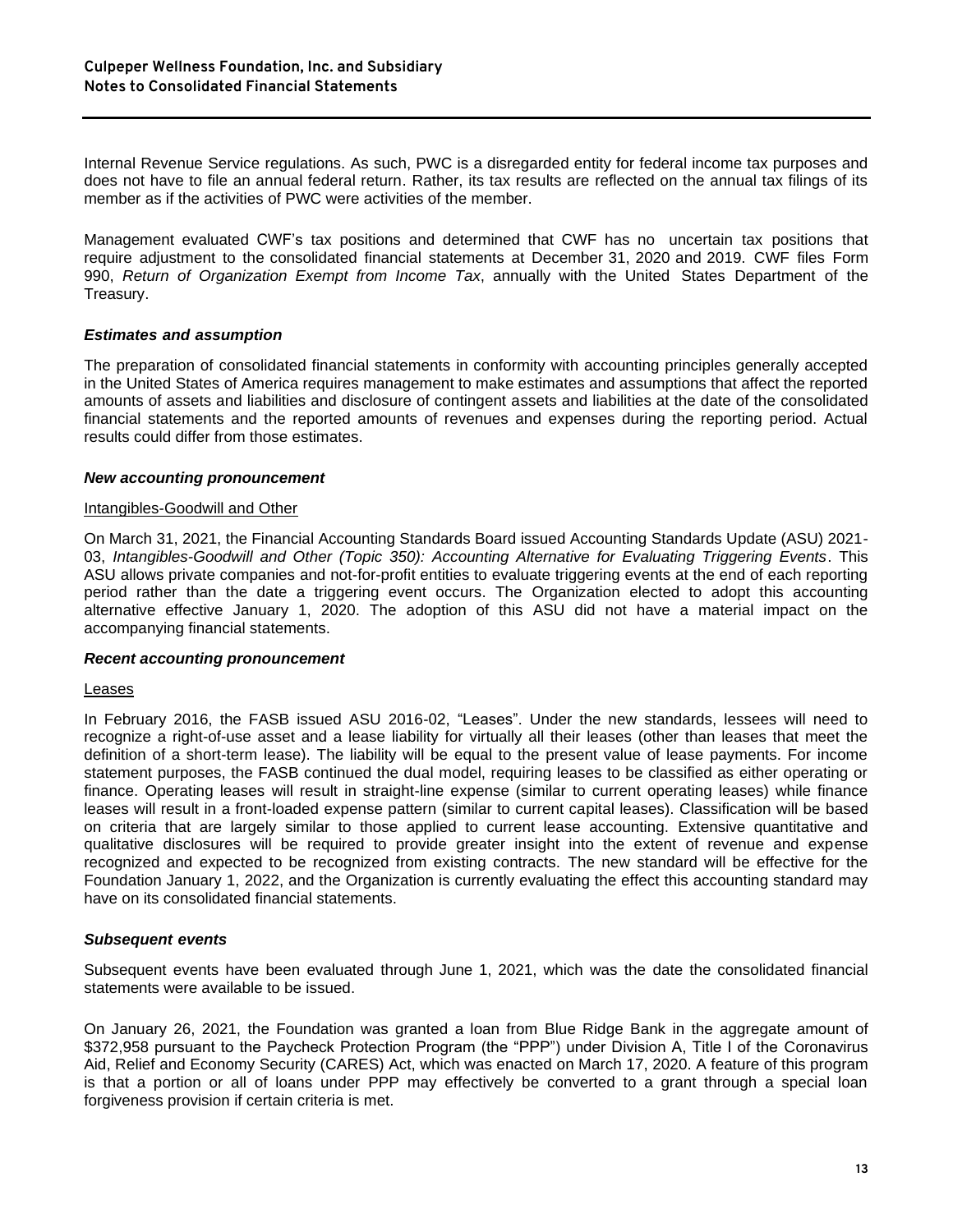Internal Revenue Service regulations. As such, PWC is a disregarded entity for federal income tax purposes and does not have to file an annual federal return. Rather, its tax results are reflected on the annual tax filings of its member as if the activities of PWC were activities of the member.

Management evaluated CWF's tax positions and determined that CWF has no uncertain tax positions that require adjustment to the consolidated financial statements at December 31, 2020 and 2019. CWF files Form 990, *Return of Organization Exempt from Income Tax*, annually with the United States Department of the Treasury.

### *Estimates and assumption*

The preparation of consolidated financial statements in conformity with accounting principles generally accepted in the United States of America requires management to make estimates and assumptions that affect the reported amounts of assets and liabilities and disclosure of contingent assets and liabilities at the date of the consolidated financial statements and the reported amounts of revenues and expenses during the reporting period. Actual results could differ from those estimates.

### *New accounting pronouncement*

Intangibles-Goodwill and Other

On March 31, 2021, the Financial Accounting Standards Board issued Accounting Standards Update (ASU) 2021-03, *Intangibles-Goodwill and Other (Topic 350): Accounting Alternative for Evaluating Triggering Events*. This ASU allows private companies and not-for-profit entities to evaluate triggering events at the end of each reporting period rather than the date a triggering event occurs. The Organization elected to adopt this accounting alternative effective January 1, 2020. The adoption of this ASU did not have a material impact on the accompanying financial statements.

### *Recent accounting pronouncement*

Leases

In February 2016, the FASB issued ASU 2016-02, "Leases". Under the new standards, lessees will need to recognize a right-of-use asset and a lease liability for virtually all their leases (other than leases that meet the definition of a short-term lease). The liability will be equal to the present value of lease payments. For income statement purposes, the FASB continued the dual model, requiring leases to be classified as either operating or finance. Operating leases will result in straight-line expense (similar to current operating leases) while finance leases will result in a front-loaded expense pattern (similar to current capital leases). Classification will be based on criteria that are largely similar to those applied to current lease accounting. Extensive quantitative and qualitative disclosures will be required to provide greater insight into the extent of revenue and expense recognized and expected to be recognized from existing contracts. The new standard will be effective for the Foundation January 1, 2022, and the Organization is currently evaluating the effect this accounting standard may have on its consolidated financial statements.

### *Subsequent events*

Subsequent events have been evaluated through June 1, 2021, which was the date the consolidated financial statements were available to be issued.

On January 26, 2021, the Foundation was granted a loan from Blue Ridge Bank in the aggregate amount of $372,958 pursuant to the Paycheck Protection Program (the "PPP") under Division A, Title I of the Coronavirus Aid, Relief and Economy Security (CARES) Act, which was enacted on March 17, 2020. A feature of this program is that a portion or all of loans under PPP may effectively be converted to a grant through a special loan forgiveness provision if certain criteria is met.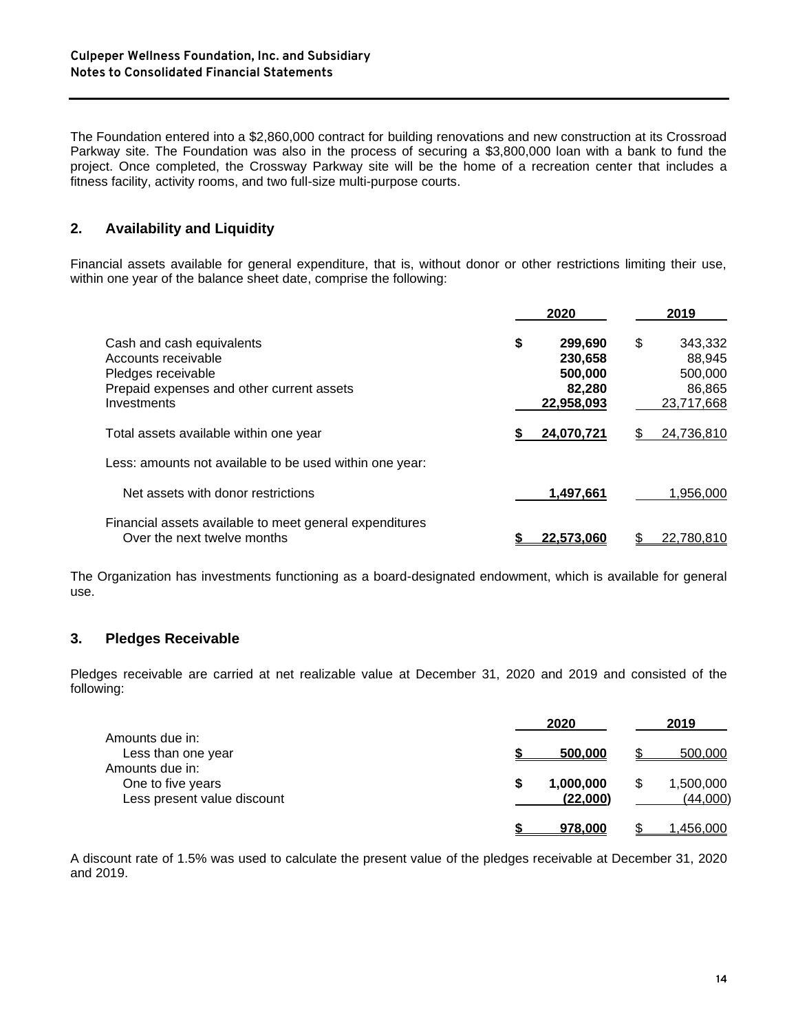The Foundation entered into a $2,860,000 contract for building renovations and new construction at its Crossroad Parkway site. The Foundation was also in the process of securing a $3,800,000 loan with a bank to fund the project. Once completed, the Crossway Parkway site will be the home of a recreation center that includes a fitness facility, activity rooms, and two full-size multi-purpose courts.

## 2. Availability and Liquidity

Financial assets available for general expenditure, that is, without donor or other restrictions limiting their use, within one year of the balance sheet date, comprise the following:

| | 2020 | 2019 |
|---|---|---|
| Cash and cash equivalents | **$ 299,690** | $ 343,332 |
| Accounts receivable | **230,658** | 88,945 |
| Pledges receivable | **500,000** | 500,000 |
| Prepaid expenses and other current assets | **82,280** | 86,865 |
| Investments | **22,958,093** | 23,717,668 |
| Total assets available within one year | **$ 24,070,721** | $ 24,736,810 |
| Less: amounts not available to be used within one year: | | |
| Net assets with donor restrictions | **1,497,661** | 1,956,000 |
| Financial assets available to meet general expenditures Over the next twelve months | **$ 22,573,060** | $ 22,780,810 |

The Organization has investments functioning as a board-designated endowment, which is available for general use.

## 3. Pledges Receivable

Pledges receivable are carried at net realizable value at December 31, 2020 and 2019 and consisted of the following:

| | 2020 | 2019 |
|---|---|---|
| Amounts due in: | | |
| Less than one year | **$ 500,000** | $ 500,000 |
| Amounts due in: | | |
| One to five years | **$ 1,000,000** | $ 1,500,000 |
| Less present value discount | **(22,000)** | (44,000) |
| | **$ 978,000** | $ 1,456,000 |

A discount rate of 1.5% was used to calculate the present value of the pledges receivable at December 31, 2020 and 2019.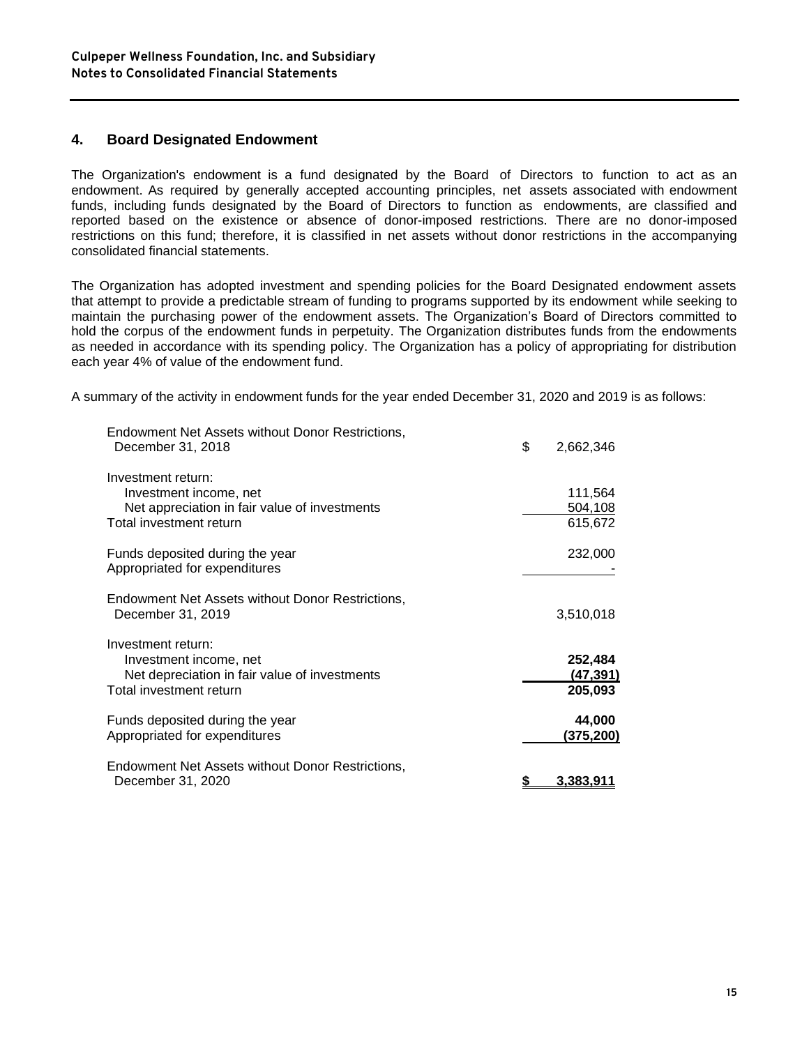## 4. Board Designated Endowment

The Organization's endowment is a fund designated by the Board of Directors to function to act as an endowment. As required by generally accepted accounting principles, net assets associated with endowment funds, including funds designated by the Board of Directors to function as endowments, are classified and reported based on the existence or absence of donor-imposed restrictions. There are no donor-imposed restrictions on this fund; therefore, it is classified in net assets without donor restrictions in the accompanying consolidated financial statements.

The Organization has adopted investment and spending policies for the Board Designated endowment assets that attempt to provide a predictable stream of funding to programs supported by its endowment while seeking to maintain the purchasing power of the endowment assets. The Organization's Board of Directors committed to hold the corpus of the endowment funds in perpetuity. The Organization distributes funds from the endowments as needed in accordance with its spending policy. The Organization has a policy of appropriating for distribution each year 4% of value of the endowment fund.

A summary of the activity in endowment funds for the year ended December 31, 2020 and 2019 is as follows:

| | |
|---|---|
| Endowment Net Assets without Donor Restrictions, December 31, 2018 | $ 2,662,346 |
| Investment return: | |
| Investment income, net | 111,564 |
| Net appreciation in fair value of investments | 504,108 |
| Total investment return | 615,672 |
| Funds deposited during the year | 232,000 |
| Appropriated for expenditures | - |
| Endowment Net Assets without Donor Restrictions, December 31, 2019 | 3,510,018 |
| Investment return: | |
| Investment income, net | **252,484** |
| Net depreciation in fair value of investments | **(47,391)** |
| Total investment return | **205,093** |
| Funds deposited during the year | **44,000** |
| Appropriated for expenditures | **(375,200)** |
| Endowment Net Assets without Donor Restrictions, December 31, 2020 | **$ 3,383,911** |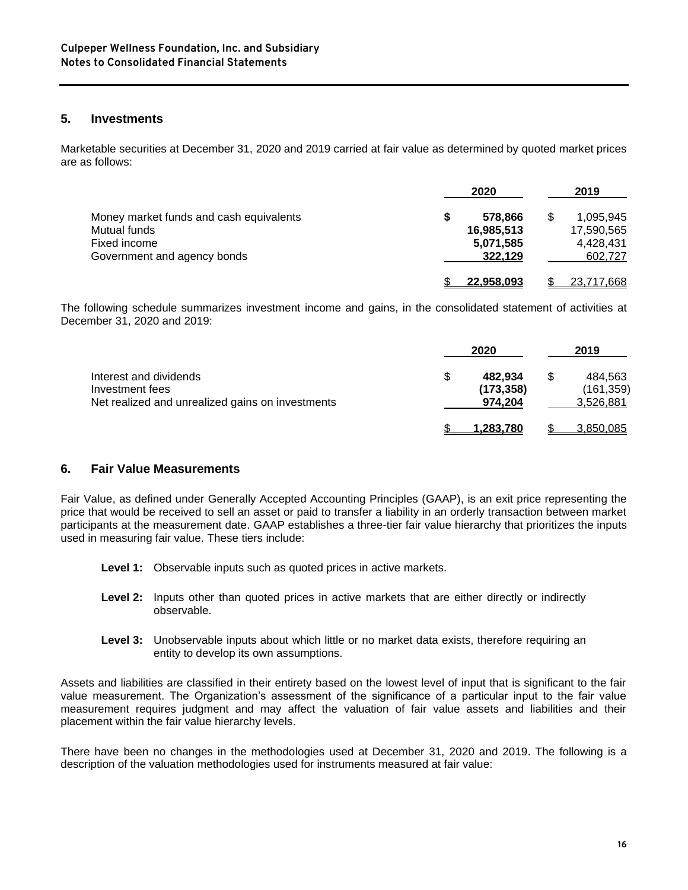## 5. Investments

Marketable securities at December 31, 2020 and 2019 carried at fair value as determined by quoted market prices are as follows:

| | 2020 | 2019 |
|---|---|---|
| Money market funds and cash equivalents | **$ 578,866** | $ 1,095,945 |
| Mutual funds | **16,985,513** | 17,590,565 |
| Fixed income | **5,071,585** | 4,428,431 |
| Government and agency bonds | **322,129** | 602,727 |
| | **$ 22,958,093** | $ 23,717,668 |

The following schedule summarizes investment income and gains, in the consolidated statement of activities at December 31, 2020 and 2019:

| | 2020 | 2019 |
|---|---|---|
| Interest and dividends | **$ 482,934** | $ 484,563 |
| Investment fees | **(173,358)** | (161,359) |
| Net realized and unrealized gains on investments | **974,204** | 3,526,881 |
| | **$ 1,283,780** | $ 3,850,085 |

## 6. Fair Value Measurements

Fair Value, as defined under Generally Accepted Accounting Principles (GAAP), is an exit price representing the price that would be received to sell an asset or paid to transfer a liability in an orderly transaction between market participants at the measurement date. GAAP establishes a three-tier fair value hierarchy that prioritizes the inputs used in measuring fair value. These tiers include:

**Level 1:** Observable inputs such as quoted prices in active markets.

**Level 2:** Inputs other than quoted prices in active markets that are either directly or indirectly observable.

**Level 3:** Unobservable inputs about which little or no market data exists, therefore requiring an entity to develop its own assumptions.

Assets and liabilities are classified in their entirety based on the lowest level of input that is significant to the fair value measurement. The Organization's assessment of the significance of a particular input to the fair value measurement requires judgment and may affect the valuation of fair value assets and liabilities and their placement within the fair value hierarchy levels.

There have been no changes in the methodologies used at December 31, 2020 and 2019. The following is a description of the valuation methodologies used for instruments measured at fair value: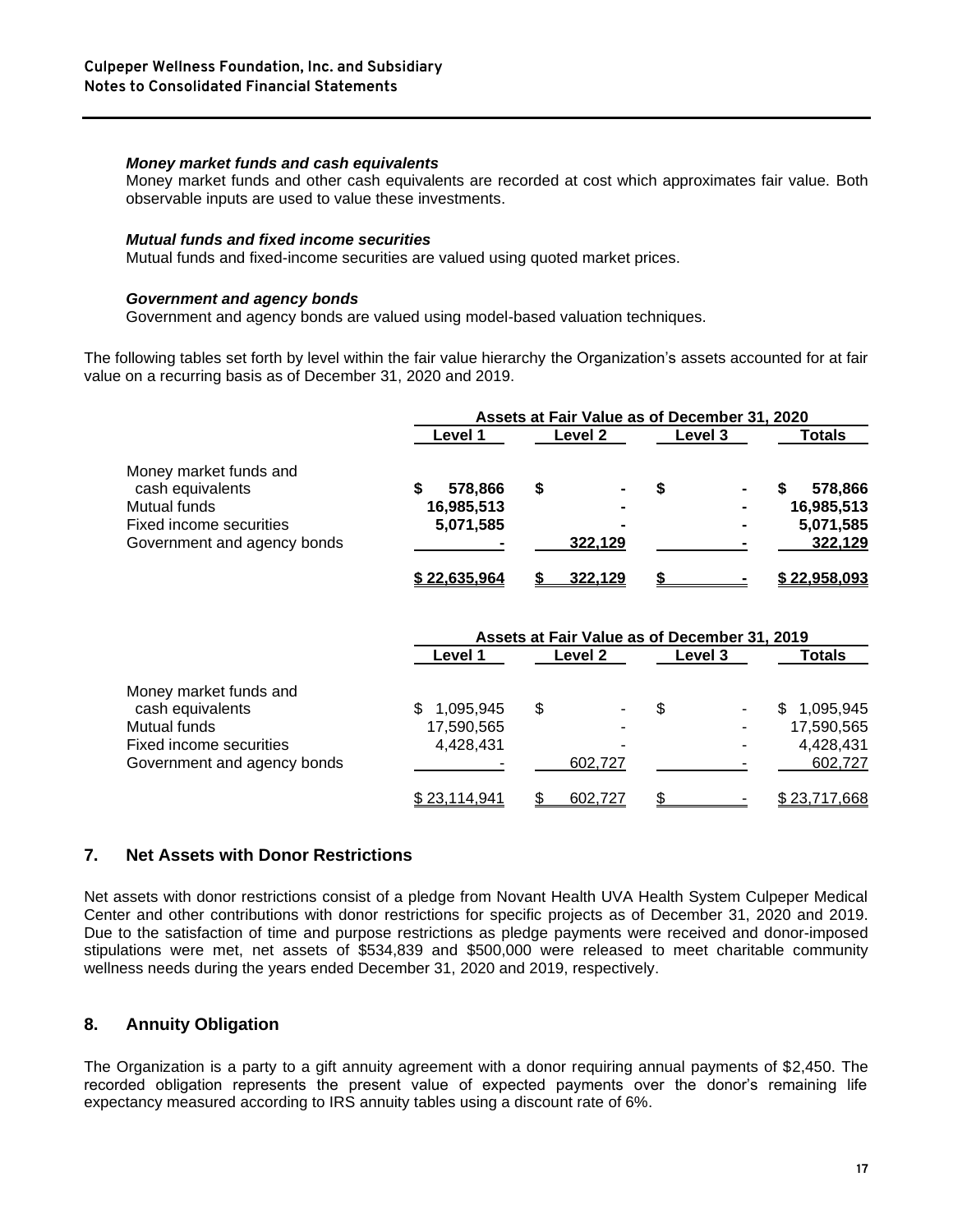### *Money market funds and cash equivalents*

Money market funds and other cash equivalents are recorded at cost which approximates fair value. Both observable inputs are used to value these investments.

### *Mutual funds and fixed income securities*

Mutual funds and fixed-income securities are valued using quoted market prices.

### *Government and agency bonds*

Government and agency bonds are valued using model-based valuation techniques.

The following tables set forth by level within the fair value hierarchy the Organization's assets accounted for at fair value on a recurring basis as of December 31, 2020 and 2019.

| | Assets at Fair Value as of December 31, 2020 | | | |
|---|---|---|---|---|
| | **Level 1** | **Level 2** | **Level 3** | **Totals** |
| Money market funds and cash equivalents | **$ 578,866** | **$ -** | **$ -** | **$ 578,866** |
| Mutual funds | **16,985,513** | **-** | **-** | **16,985,513** |
| Fixed income securities | **5,071,585** | **-** | **-** | **5,071,585** |
| Government and agency bonds | **-** | **322,129** | **-** | **322,129** |
| | **$ 22,635,964** | **$ 322,129** | **$ -** | **$ 22,958,093** |

| | Assets at Fair Value as of December 31, 2019 | | | |
|---|---|---|---|---|
| | **Level 1** | **Level 2** | **Level 3** | **Totals** |
| Money market funds and cash equivalents | $ 1,095,945 | $ - | $ - | $ 1,095,945 |
| Mutual funds | 17,590,565 | - | - | 17,590,565 |
| Fixed income securities | 4,428,431 | - | - | 4,428,431 |
| Government and agency bonds | - | 602,727 | - | 602,727 |
| | $ 23,114,941 | $ 602,727 | $ - | $ 23,717,668 |

## 7. Net Assets with Donor Restrictions

Net assets with donor restrictions consist of a pledge from Novant Health UVA Health System Culpeper Medical Center and other contributions with donor restrictions for specific projects as of December 31, 2020 and 2019. Due to the satisfaction of time and purpose restrictions as pledge payments were received and donor-imposed stipulations were met, net assets of $534,839 and $500,000 were released to meet charitable community wellness needs during the years ended December 31, 2020 and 2019, respectively.

## 8. Annuity Obligation

The Organization is a party to a gift annuity agreement with a donor requiring annual payments of $2,450. The recorded obligation represents the present value of expected payments over the donor's remaining life expectancy measured according to IRS annuity tables using a discount rate of 6%.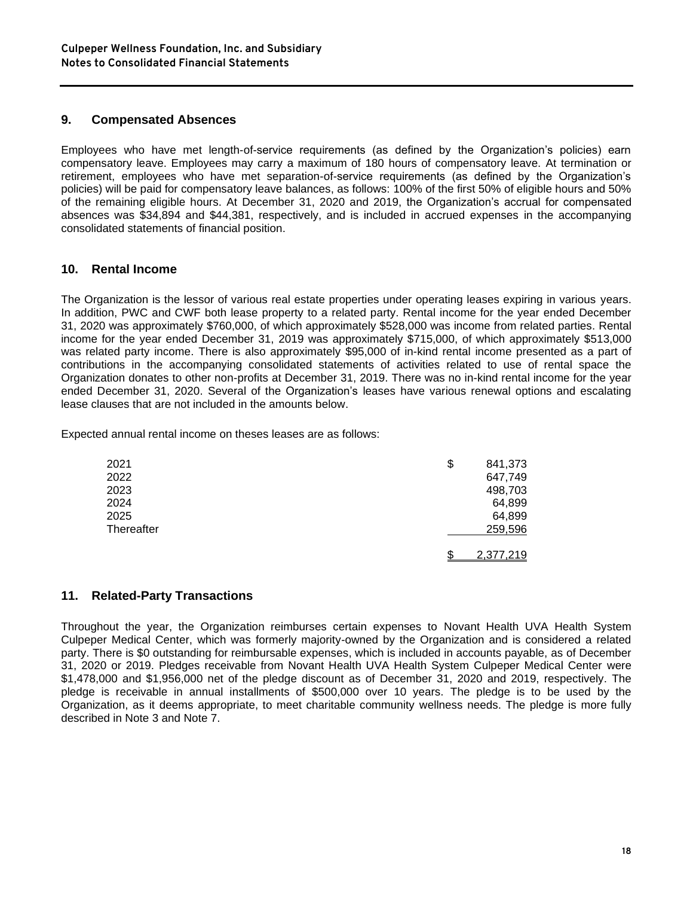## 9. Compensated Absences

Employees who have met length-of-service requirements (as defined by the Organization's policies) earn compensatory leave. Employees may carry a maximum of 180 hours of compensatory leave. At termination or retirement, employees who have met separation-of-service requirements (as defined by the Organization's policies) will be paid for compensatory leave balances, as follows: 100% of the first 50% of eligible hours and 50% of the remaining eligible hours. At December 31, 2020 and 2019, the Organization's accrual for compensated absences was $34,894 and $44,381, respectively, and is included in accrued expenses in the accompanying consolidated statements of financial position.

## 10. Rental Income

The Organization is the lessor of various real estate properties under operating leases expiring in various years. In addition, PWC and CWF both lease property to a related party. Rental income for the year ended December 31, 2020 was approximately $760,000, of which approximately $528,000 was income from related parties. Rental income for the year ended December 31, 2019 was approximately $715,000, of which approximately $513,000 was related party income. There is also approximately $95,000 of in-kind rental income presented as a part of contributions in the accompanying consolidated statements of activities related to use of rental space the Organization donates to other non-profits at December 31, 2019. There was no in-kind rental income for the year ended December 31, 2020. Several of the Organization's leases have various renewal options and escalating lease clauses that are not included in the amounts below.

Expected annual rental income on theses leases are as follows:

| | |
|---|---|
| 2021 | $ 841,373 |
| 2022 | 647,749 |
| 2023 | 498,703 |
| 2024 | 64,899 |
| 2025 | 64,899 |
| Thereafter | 259,596 |
| | $ 2,377,219 |

## 11. Related-Party Transactions

Throughout the year, the Organization reimburses certain expenses to Novant Health UVA Health System Culpeper Medical Center, which was formerly majority-owned by the Organization and is considered a related party. There is $0 outstanding for reimbursable expenses, which is included in accounts payable, as of December 31, 2020 or 2019. Pledges receivable from Novant Health UVA Health System Culpeper Medical Center were $1,478,000 and $1,956,000 net of the pledge discount as of December 31, 2020 and 2019, respectively. The pledge is receivable in annual installments of $500,000 over 10 years. The pledge is to be used by the Organization, as it deems appropriate, to meet charitable community wellness needs. The pledge is more fully described in Note 3 and Note 7.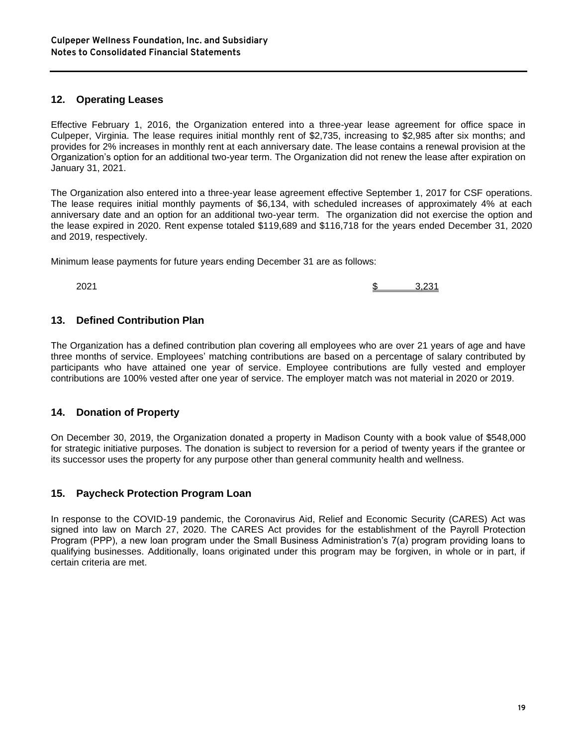## 12. Operating Leases

Effective February 1, 2016, the Organization entered into a three-year lease agreement for office space in Culpeper, Virginia. The lease requires initial monthly rent of $2,735, increasing to $2,985 after six months; and provides for 2% increases in monthly rent at each anniversary date. The lease contains a renewal provision at the Organization's option for an additional two-year term. The Organization did not renew the lease after expiration on January 31, 2021.

The Organization also entered into a three-year lease agreement effective September 1, 2017 for CSF operations. The lease requires initial monthly payments of $6,134, with scheduled increases of approximately 4% at each anniversary date and an option for an additional two-year term. The organization did not exercise the option and the lease expired in 2020. Rent expense totaled $119,689 and $116,718 for the years ended December 31, 2020 and 2019, respectively.

Minimum lease payments for future years ending December 31 are as follows:

| | |
|---|---|
| 2021 | $ 3,231 |

## 13. Defined Contribution Plan

The Organization has a defined contribution plan covering all employees who are over 21 years of age and have three months of service. Employees' matching contributions are based on a percentage of salary contributed by participants who have attained one year of service. Employee contributions are fully vested and employer contributions are 100% vested after one year of service. The employer match was not material in 2020 or 2019.

## 14. Donation of Property

On December 30, 2019, the Organization donated a property in Madison County with a book value of $548,000 for strategic initiative purposes. The donation is subject to reversion for a period of twenty years if the grantee or its successor uses the property for any purpose other than general community health and wellness.

## 15. Paycheck Protection Program Loan

In response to the COVID-19 pandemic, the Coronavirus Aid, Relief and Economic Security (CARES) Act was signed into law on March 27, 2020. The CARES Act provides for the establishment of the Payroll Protection Program (PPP), a new loan program under the Small Business Administration's 7(a) program providing loans to qualifying businesses. Additionally, loans originated under this program may be forgiven, in whole or in part, if certain criteria are met.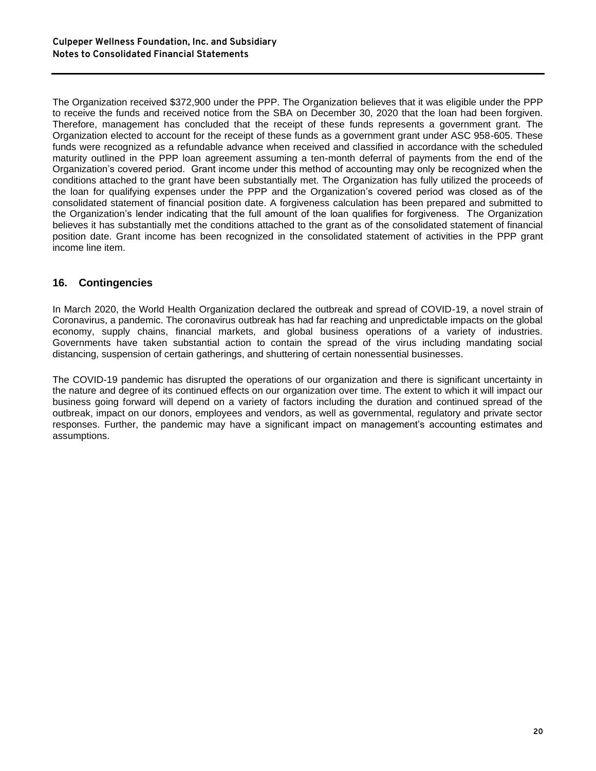The Organization received $372,900 under the PPP. The Organization believes that it was eligible under the PPP to receive the funds and received notice from the SBA on December 30, 2020 that the loan had been forgiven. Therefore, management has concluded that the receipt of these funds represents a government grant. The Organization elected to account for the receipt of these funds as a government grant under ASC 958-605. These funds were recognized as a refundable advance when received and classified in accordance with the scheduled maturity outlined in the PPP loan agreement assuming a ten-month deferral of payments from the end of the Organization's covered period. Grant income under this method of accounting may only be recognized when the conditions attached to the grant have been substantially met. The Organization has fully utilized the proceeds of the loan for qualifying expenses under the PPP and the Organization's covered period was closed as of the consolidated statement of financial position date. A forgiveness calculation has been prepared and submitted to the Organization's lender indicating that the full amount of the loan qualifies for forgiveness. The Organization believes it has substantially met the conditions attached to the grant as of the consolidated statement of financial position date. Grant income has been recognized in the consolidated statement of activities in the PPP grant income line item.

## 16. Contingencies

In March 2020, the World Health Organization declared the outbreak and spread of COVID-19, a novel strain of Coronavirus, a pandemic. The coronavirus outbreak has had far reaching and unpredictable impacts on the global economy, supply chains, financial markets, and global business operations of a variety of industries. Governments have taken substantial action to contain the spread of the virus including mandating social distancing, suspension of certain gatherings, and shuttering of certain nonessential businesses.

The COVID-19 pandemic has disrupted the operations of our organization and there is significant uncertainty in the nature and degree of its continued effects on our organization over time. The extent to which it will impact our business going forward will depend on a variety of factors including the duration and continued spread of the outbreak, impact on our donors, employees and vendors, as well as governmental, regulatory and private sector responses. Further, the pandemic may have a significant impact on management's accounting estimates and assumptions.